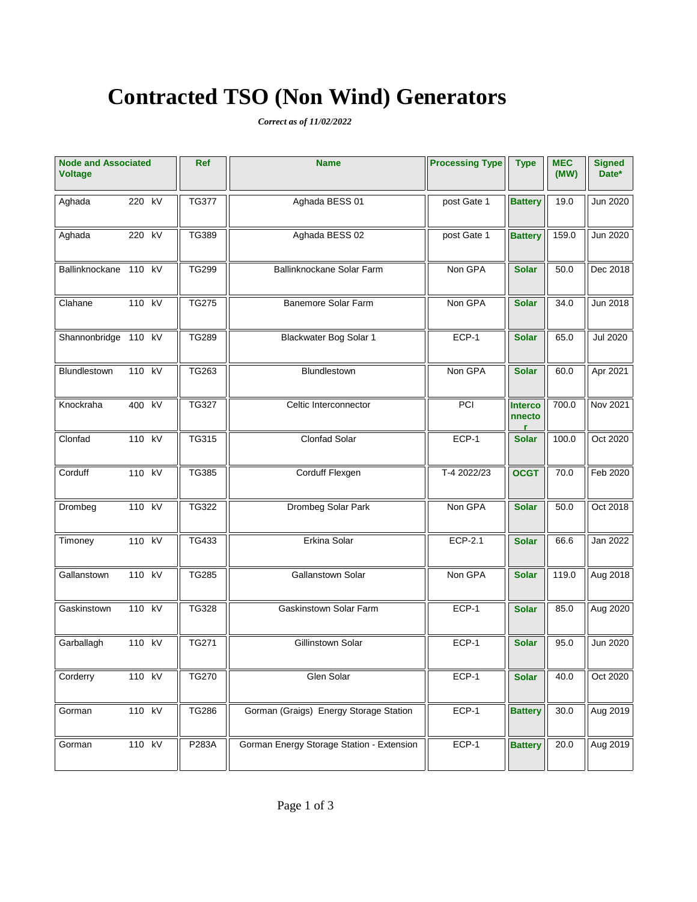# Contracted TSO (Non Wind) Generators

*Correct as of 11/02/2022*

| Node and Associated Voltage | Ref | Name | Processing Type | Type | MEC (MW) | Signed Date* |
|---|---|---|---|---|---|---|
| Aghada 220 kV | TG377 | Aghada BESS 01 | post Gate 1 | Battery | 19.0 | Jun 2020 |
| Aghada 220 kV | TG389 | Aghada BESS 02 | post Gate 1 | Battery | 159.0 | Jun 2020 |
| Ballinknockane 110 kV | TG299 | Ballinknockane Solar Farm | Non GPA | Solar | 50.0 | Dec 2018 |
| Clahane 110 kV | TG275 | Banemore Solar Farm | Non GPA | Solar | 34.0 | Jun 2018 |
| Shannonbridge 110 kV | TG289 | Blackwater Bog Solar 1 | ECP-1 | Solar | 65.0 | Jul 2020 |
| Blundlestown 110 kV | TG263 | Blundlestown | Non GPA | Solar | 60.0 | Apr 2021 |
| Knockraha 400 kV | TG327 | Celtic Interconnector | PCI | Interconnector | 700.0 | Nov 2021 |
| Clonfad 110 kV | TG315 | Clonfad Solar | ECP-1 | Solar | 100.0 | Oct 2020 |
| Corduff 110 kV | TG385 | Corduff Flexgen | T-4 2022/23 | OCGT | 70.0 | Feb 2020 |
| Drombeg 110 kV | TG322 | Drombeg Solar Park | Non GPA | Solar | 50.0 | Oct 2018 |
| Timoney 110 kV | TG433 | Erkina Solar | ECP-2.1 | Solar | 66.6 | Jan 2022 |
| Gallanstown 110 kV | TG285 | Gallanstown Solar | Non GPA | Solar | 119.0 | Aug 2018 |
| Gaskinstown 110 kV | TG328 | Gaskinstown Solar Farm | ECP-1 | Solar | 85.0 | Aug 2020 |
| Garballagh 110 kV | TG271 | Gillinstown Solar | ECP-1 | Solar | 95.0 | Jun 2020 |
| Corderry 110 kV | TG270 | Glen Solar | ECP-1 | Solar | 40.0 | Oct 2020 |
| Gorman 110 kV | TG286 | Gorman (Graigs) Energy Storage Station | ECP-1 | Battery | 30.0 | Aug 2019 |
| Gorman 110 kV | P283A | Gorman Energy Storage Station - Extension | ECP-1 | Battery | 20.0 | Aug 2019 |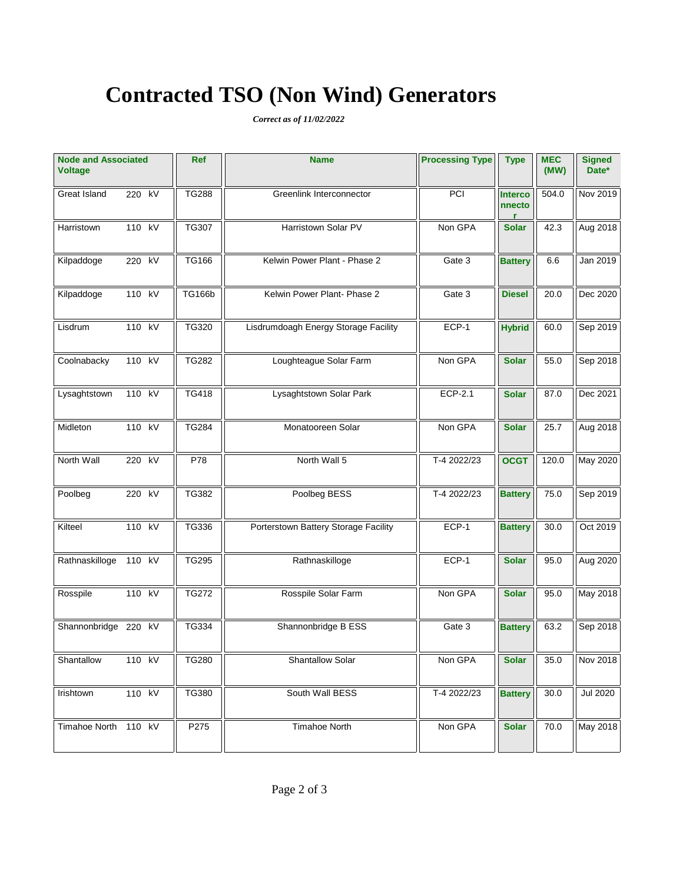# Contracted TSO (Non Wind) Generators

***Correct as of 11/02/2022***

| Node and Associated Voltage | Ref | Name | Processing Type | Type | MEC (MW) | Signed Date* |
|---|---|---|---|---|---|---|
| Great Island 220 kV | TG288 | Greenlink Interconnector | PCI | Interconnector | 504.0 | Nov 2019 |
| Harristown 110 kV | TG307 | Harristown Solar PV | Non GPA | Solar | 42.3 | Aug 2018 |
| Kilpaddoge 220 kV | TG166 | Kelwin Power Plant - Phase 2 | Gate 3 | Battery | 6.6 | Jan 2019 |
| Kilpaddoge 110 kV | TG166b | Kelwin Power Plant- Phase 2 | Gate 3 | Diesel | 20.0 | Dec 2020 |
| Lisdrum 110 kV | TG320 | Lisdrumdoagh Energy Storage Facility | ECP-1 | Hybrid | 60.0 | Sep 2019 |
| Coolnabacky 110 kV | TG282 | Loughteague Solar Farm | Non GPA | Solar | 55.0 | Sep 2018 |
| Lysaghtstown 110 kV | TG418 | Lysaghtstown Solar Park | ECP-2.1 | Solar | 87.0 | Dec 2021 |
| Midleton 110 kV | TG284 | Monatooreen Solar | Non GPA | Solar | 25.7 | Aug 2018 |
| North Wall 220 kV | P78 | North Wall 5 | T-4 2022/23 | OCGT | 120.0 | May 2020 |
| Poolbeg 220 kV | TG382 | Poolbeg BESS | T-4 2022/23 | Battery | 75.0 | Sep 2019 |
| Kilteel 110 kV | TG336 | Porterstown Battery Storage Facility | ECP-1 | Battery | 30.0 | Oct 2019 |
| Rathnaskilloge 110 kV | TG295 | Rathnaskilloge | ECP-1 | Solar | 95.0 | Aug 2020 |
| Rosspile 110 kV | TG272 | Rosspile Solar Farm | Non GPA | Solar | 95.0 | May 2018 |
| Shannonbridge 220 kV | TG334 | Shannonbridge B ESS | Gate 3 | Battery | 63.2 | Sep 2018 |
| Shantallow 110 kV | TG280 | Shantallow Solar | Non GPA | Solar | 35.0 | Nov 2018 |
| Irishtown 110 kV | TG380 | South Wall BESS | T-4 2022/23 | Battery | 30.0 | Jul 2020 |
| Timahoe North 110 kV | P275 | Timahoe North | Non GPA | Solar | 70.0 | May 2018 |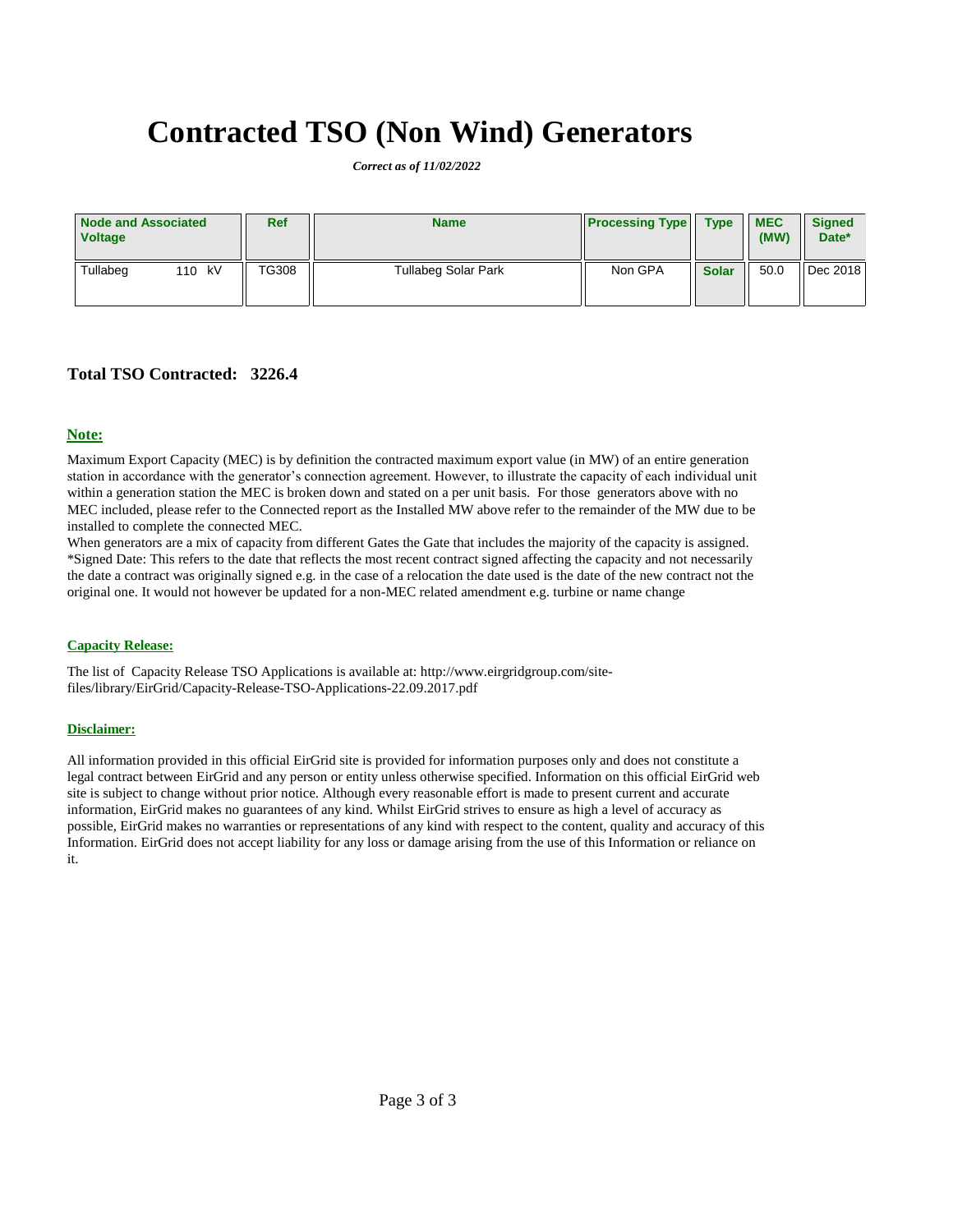# Contracted TSO (Non Wind) Generators

***Correct as of 11/02/2022***

| Node and Associated Voltage | Ref | Name | Processing Type | Type | MEC (MW) | Signed Date* |
|---|---|---|---|---|---|---|
| Tullabeg 110 kV | TG308 | Tullabeg Solar Park | Non GPA | **Solar** | 50.0 | Dec 2018 |

**Total TSO Contracted: 3226.4**

## Note:

Maximum Export Capacity (MEC) is by definition the contracted maximum export value (in MW) of an entire generation station in accordance with the generator's connection agreement. However, to illustrate the capacity of each individual unit within a generation station the MEC is broken down and stated on a per unit basis. For those generators above with no MEC included, please refer to the Connected report as the Installed MW above refer to the remainder of the MW due to be installed to complete the connected MEC.

When generators are a mix of capacity from different Gates the Gate that includes the majority of the capacity is assigned.

*Signed Date: This refers to the date that reflects the most recent contract signed affecting the capacity and not necessarily the date a contract was originally signed e.g. in the case of a relocation the date used is the date of the new contract not the original one. It would not however be updated for a non-MEC related amendment e.g. turbine or name change

### Capacity Release:

The list of Capacity Release TSO Applications is available at: http://www.eirgridgroup.com/site-files/library/EirGrid/Capacity-Release-TSO-Applications-22.09.2017.pdf

### Disclaimer:

All information provided in this official EirGrid site is provided for information purposes only and does not constitute a legal contract between EirGrid and any person or entity unless otherwise specified. Information on this official EirGrid web site is subject to change without prior notice. Although every reasonable effort is made to present current and accurate information, EirGrid makes no guarantees of any kind. Whilst EirGrid strives to ensure as high a level of accuracy as possible, EirGrid makes no warranties or representations of any kind with respect to the content, quality and accuracy of this Information. EirGrid does not accept liability for any loss or damage arising from the use of this Information or reliance on it.